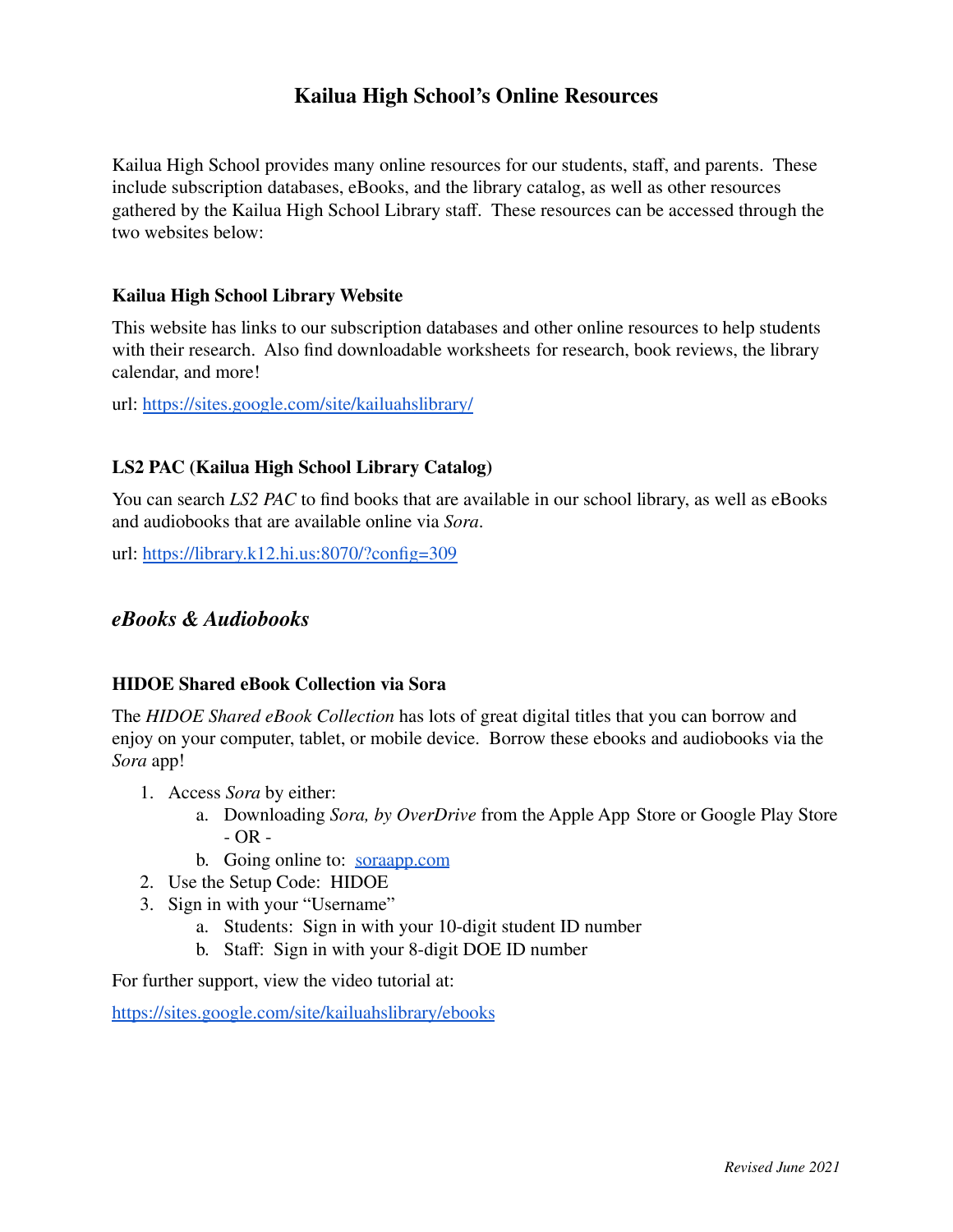# Kailua High School's Online Resources

Kailua High School provides many online resources for our students, staff, and parents. These include subscription databases, eBooks, and the library catalog, as well as other resources gathered by the Kailua High School Library staff. These resources can be accessed through the two websites below:

### Kailua High School Library Website

This website has links to our subscription databases and other online resources to help students with their research. Also find downloadable worksheets for research, book reviews, the library calendar, and more!

url: https://sites.google.com/site/kailuahslibrary/

### LS2 PAC (Kailua High School Library Catalog)

You can search *LS2 PAC* to find books that are available in our school library, as well as eBooks and audiobooks that are available online via *Sora*.

url: https://library.k12.hi.us:8070/?config=309

## *eBooks & Audiobooks*

### HIDOE Shared eBook Collection via Sora

The *HIDOE Shared eBook Collection* has lots of great digital titles that you can borrow and enjoy on your computer, tablet, or mobile device. Borrow these ebooks and audiobooks via the *Sora* app!

1. Access *Sora* by either:
   a. Downloading *Sora, by OverDrive* from the Apple App Store or Google Play Store
      - OR -
   b. Going online to: soraapp.com
2. Use the Setup Code: HIDOE
3. Sign in with your "Username"
   a. Students: Sign in with your 10-digit student ID number
   b. Staff: Sign in with your 8-digit DOE ID number

For further support, view the video tutorial at:

https://sites.google.com/site/kailuahslibrary/ebooks

*Revised June 2021*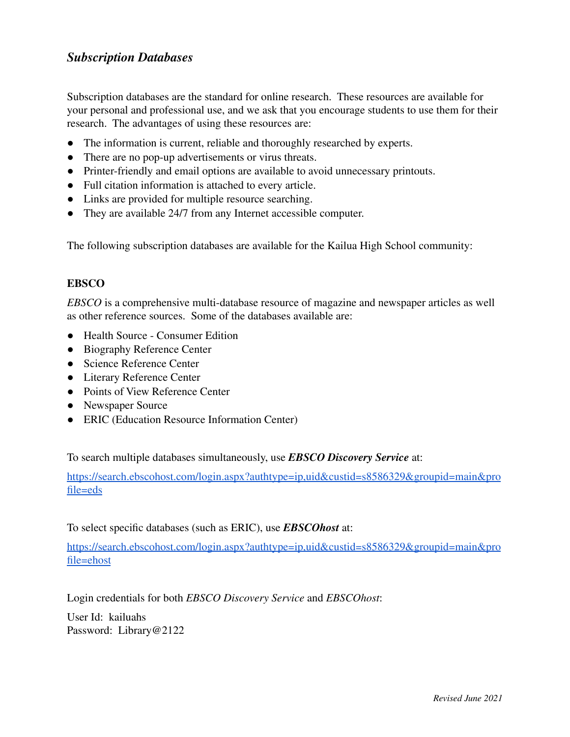## *Subscription Databases*

Subscription databases are the standard for online research. These resources are available for your personal and professional use, and we ask that you encourage students to use them for their research. The advantages of using these resources are:

- The information is current, reliable and thoroughly researched by experts.
- There are no pop-up advertisements or virus threats.
- Printer-friendly and email options are available to avoid unnecessary printouts.
- Full citation information is attached to every article.
- Links are provided for multiple resource searching.
- They are available 24/7 from any Internet accessible computer.

The following subscription databases are available for the Kailua High School community:

### EBSCO

*EBSCO* is a comprehensive multi-database resource of magazine and newspaper articles as well as other reference sources. Some of the databases available are:

- Health Source - Consumer Edition
- Biography Reference Center
- Science Reference Center
- Literary Reference Center
- Points of View Reference Center
- Newspaper Source
- ERIC (Education Resource Information Center)

To search multiple databases simultaneously, use ***EBSCO Discovery Service*** at:

https://search.ebscohost.com/login.aspx?authtype=ip,uid&custid=s8586329&groupid=main&profile=eds

To select specific databases (such as ERIC), use ***EBSCOhost*** at:

https://search.ebscohost.com/login.aspx?authtype=ip,uid&custid=s8586329&groupid=main&profile=ehost

Login credentials for both *EBSCO Discovery Service* and *EBSCOhost*:

User Id: kailuahs
Password: Library@2122

*Revised June 2021*